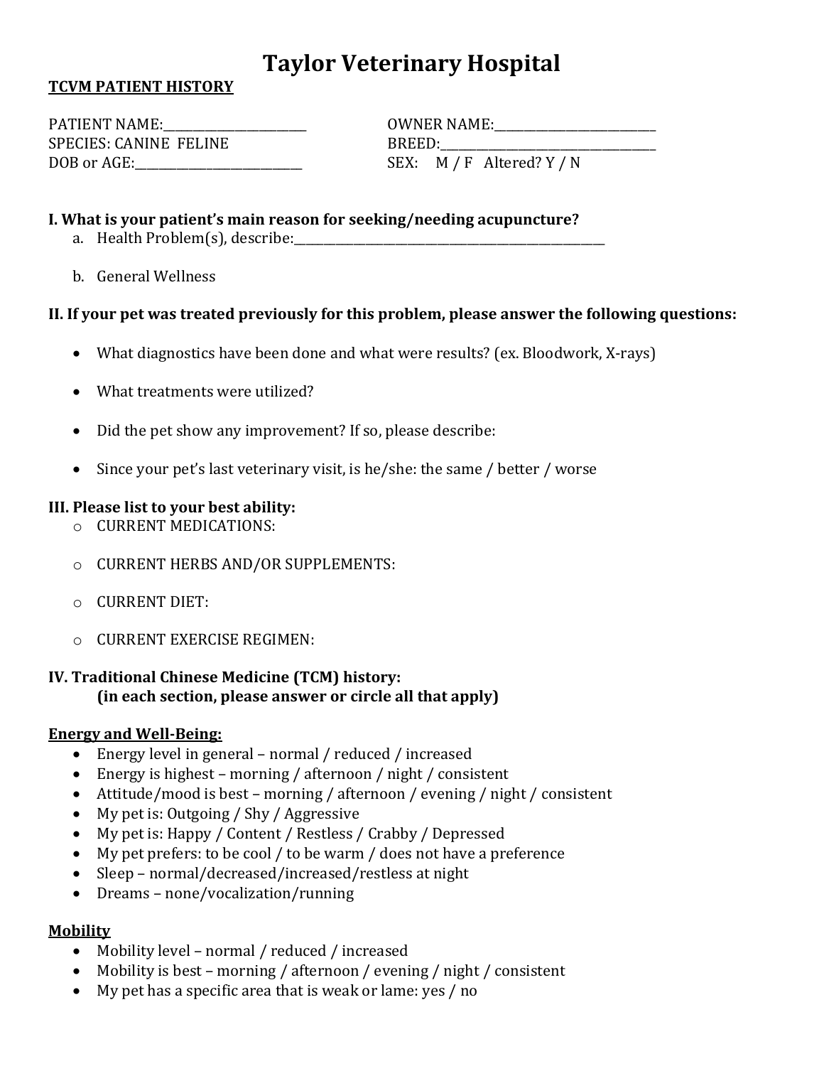# Taylor Veterinary Hospital

**TCVM PATIENT HISTORY**

PATIENT NAME:_______________________

SPECIES: CANINE FELINE

DOB or AGE:__________________________

OWNER NAME:_________________________

BREED:___________________________________

SEX: M / F Altered? Y / N

**I. What is your patient's main reason for seeking/needing acupuncture?**

a. Health Problem(s), describe:_____________________________________________________

b. General Wellness

**II. If your pet was treated previously for this problem, please answer the following questions:**

- What diagnostics have been done and what were results? (ex. Bloodwork, X-rays)
- What treatments were utilized?
- Did the pet show any improvement? If so, please describe:
- Since your pet's last veterinary visit, is he/she: the same / better / worse

**III. Please list to your best ability:**

- CURRENT MEDICATIONS:
- CURRENT HERBS AND/OR SUPPLEMENTS:
- CURRENT DIET:
- CURRENT EXERCISE REGIMEN:

**IV. Traditional Chinese Medicine (TCM) history:**
**(in each section, please answer or circle all that apply)**

**Energy and Well-Being:**

- Energy level in general – normal / reduced / increased
- Energy is highest – morning / afternoon / night / consistent
- Attitude/mood is best – morning / afternoon / evening / night / consistent
- My pet is: Outgoing / Shy / Aggressive
- My pet is: Happy / Content / Restless / Crabby / Depressed
- My pet prefers: to be cool / to be warm / does not have a preference
- Sleep – normal/decreased/increased/restless at night
- Dreams – none/vocalization/running

**Mobility**

- Mobility level – normal / reduced / increased
- Mobility is best – morning / afternoon / evening / night / consistent
- My pet has a specific area that is weak or lame: yes / no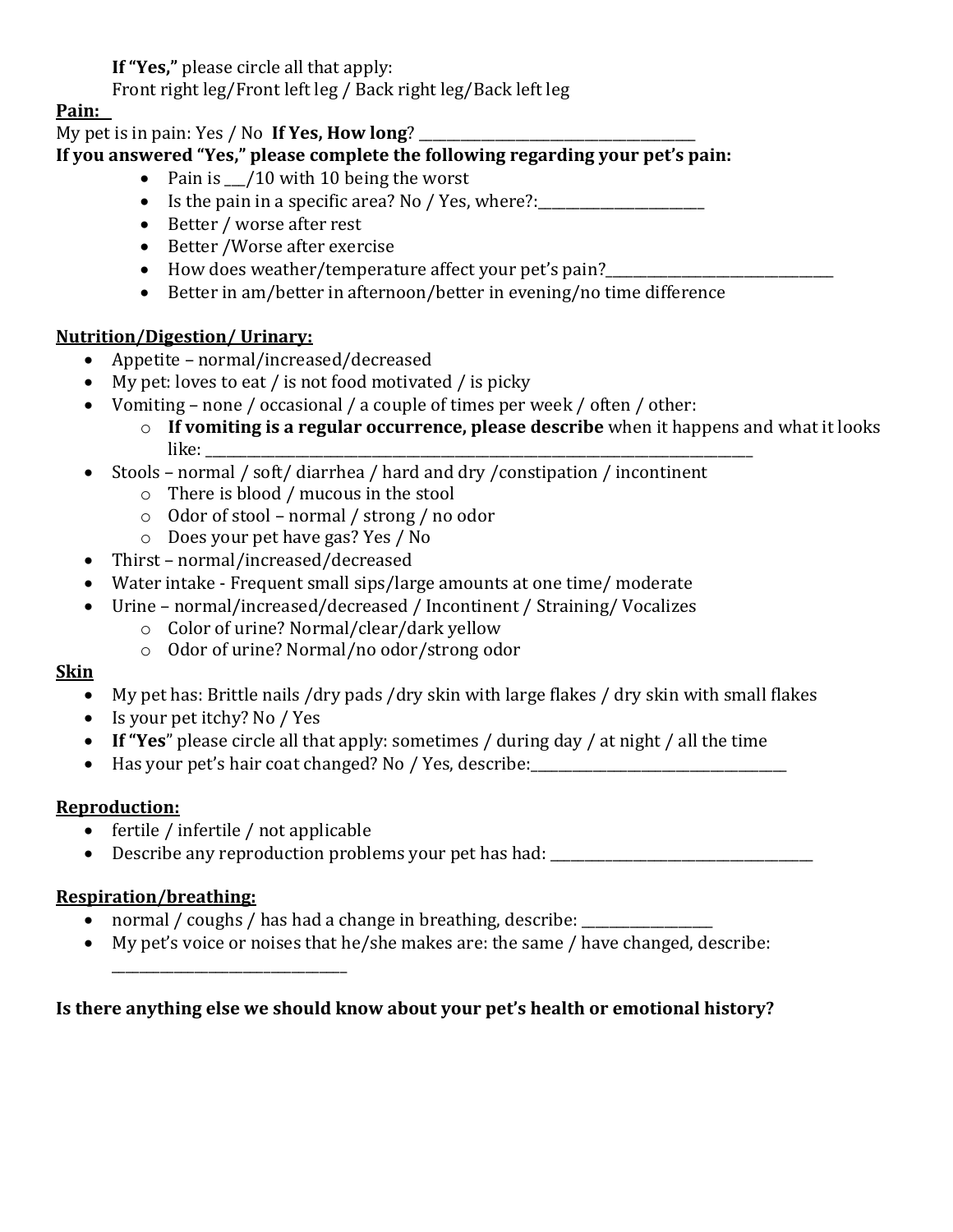**If "Yes,"** please circle all that apply:
Front right leg/Front left leg / Back right leg/Back left leg

**Pain:**

My pet is in pain: Yes / No **If Yes, How long**? ________________________________________

**If you answered "Yes," please complete the following regarding your pet's pain:**

- Pain is ___/10 with 10 being the worst
- Is the pain in a specific area? No / Yes, where?:________________________
- Better / worse after rest
- Better /Worse after exercise
- How does weather/temperature affect your pet's pain?_________________________________
- Better in am/better in afternoon/better in evening/no time difference

**Nutrition/Digestion/ Urinary:**

- Appetite – normal/increased/decreased
- My pet: loves to eat / is not food motivated / is picky
- Vomiting – none / occasional / a couple of times per week / often / other:
    - **If vomiting is a regular occurrence, please describe** when it happens and what it looks like: ________________________________________________________________________________
- Stools – normal / soft/ diarrhea / hard and dry /constipation / incontinent
    - There is blood / mucous in the stool
    - Odor of stool – normal / strong / no odor
    - Does your pet have gas? Yes / No
- Thirst – normal/increased/decreased
- Water intake - Frequent small sips/large amounts at one time/ moderate
- Urine – normal/increased/decreased / Incontinent / Straining/ Vocalizes
    - Color of urine? Normal/clear/dark yellow
    - Odor of urine? Normal/no odor/strong odor

**Skin**

- My pet has: Brittle nails /dry pads /dry skin with large flakes / dry skin with small flakes
- Is your pet itchy? No / Yes
- **If "Yes"** please circle all that apply: sometimes / during day / at night / all the time
- Has your pet's hair coat changed? No / Yes, describe:_____________________________________

**Reproduction:**

- fertile / infertile / not applicable
- Describe any reproduction problems your pet has had: _____________________________________

**Respiration/breathing:**

- normal / coughs / has had a change in breathing, describe: ___________________
- My pet's voice or noises that he/she makes are: the same / have changed, describe: _________________________________

**Is there anything else we should know about your pet's health or emotional history?**